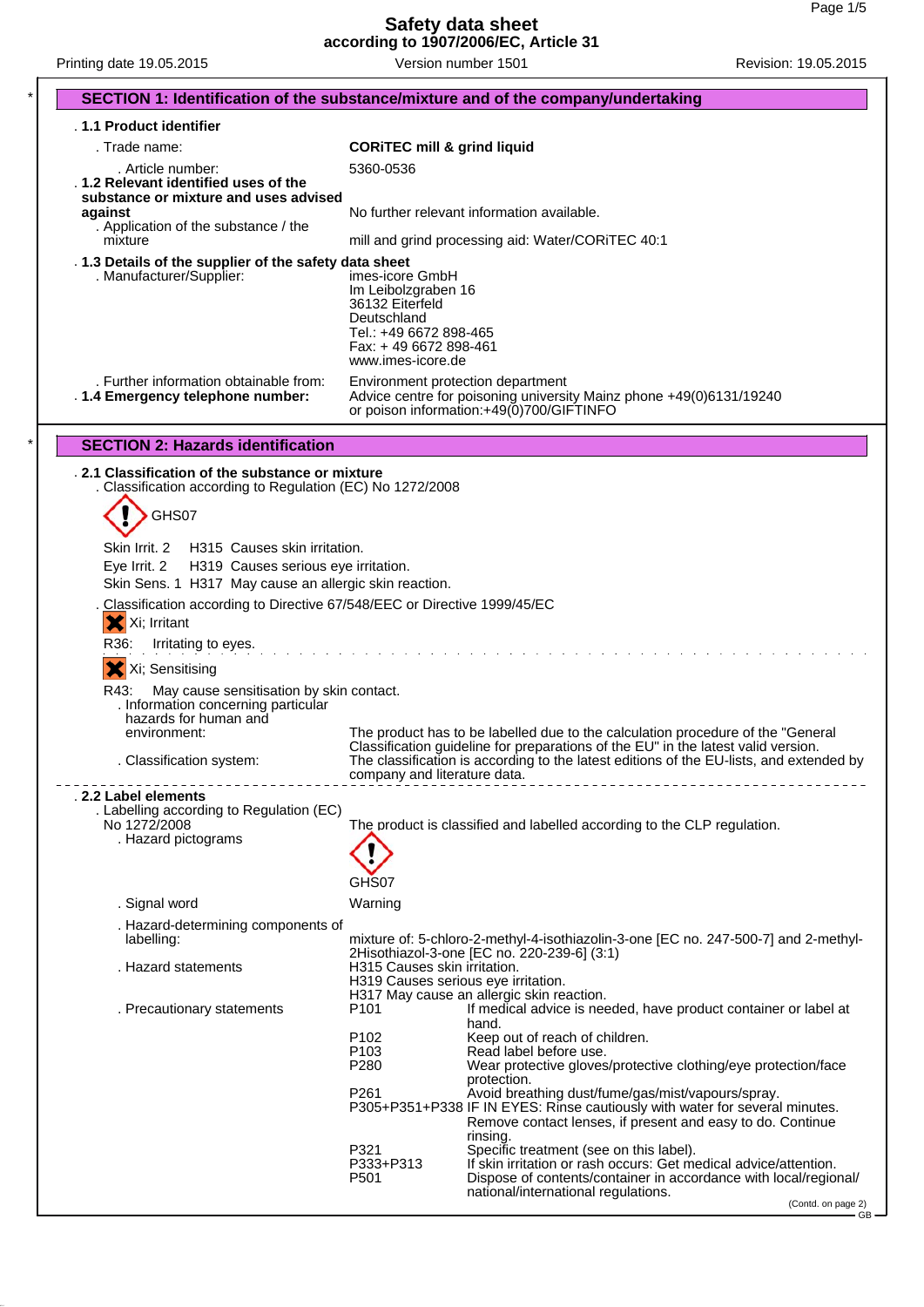# Safety data sheet
according to 1907/2006/EC, Article 31

Printing date 19.05.2015 — Version number 1501 — Revision: 19.05.2015

## SECTION 1: Identification of the substance/mixture and of the company/undertaking

### 1.1 Product identifier

- **Trade name:** **CORiTEC mill & grind liquid**
- **Article number:** 5360-0536

### 1.2 Relevant identified uses of the substance or mixture and uses advised against

No further relevant information available.

- **Application of the substance / the mixture:** mill and grind processing aid: Water/CORiTEC 40:1

### 1.3 Details of the supplier of the safety data sheet

- **Manufacturer/Supplier:**
  imes-icore GmbH
  Im Leibolzgraben 16
  36132 Eiterfeld
  Deutschland
  Tel.: +49 6672 898-465
  Fax: + 49 6672 898-461
  www.imes-icore.de
- **Further information obtainable from:** Environment protection department

### 1.4 Emergency telephone number:

Advice centre for poisoning university Mainz phone +49(0)6131/19240 or poison information:+49(0)700/GIFTINFO

## SECTION 2: Hazards identification

### 2.1 Classification of the substance or mixture

**Classification according to Regulation (EC) No 1272/2008**

GHS07

Skin Irrit. 2 H315 Causes skin irritation.
Eye Irrit. 2 H319 Causes serious eye irritation.
Skin Sens. 1 H317 May cause an allergic skin reaction.

**Classification according to Directive 67/548/EEC or Directive 1999/45/EC**

Xi; Irritant

R36: Irritating to eyes.

Xi; Sensitising

R43: May cause sensitisation by skin contact.

- **Information concerning particular hazards for human and environment:** The product has to be labelled due to the calculation procedure of the "General Classification guideline for preparations of the EU" in the latest valid version.
- **Classification system:** The classification is according to the latest editions of the EU-lists, and extended by company and literature data.

### 2.2 Label elements

- **Labelling according to Regulation (EC) No 1272/2008:** The product is classified and labelled according to the CLP regulation.
- **Hazard pictograms:** GHS07
- **Signal word:** Warning
- **Hazard-determining components of labelling:** mixture of: 5-chloro-2-methyl-4-isothiazolin-3-one [EC no. 247-500-7] and 2-methyl-2Hisothiazol-3-one [EC no. 220-239-6] (3:1)
- **Hazard statements:**
  H315 Causes skin irritation.
  H319 Causes serious eye irritation.
  H317 May cause an allergic skin reaction.
- **Precautionary statements:**

| Code | Statement |
|---|---|
| P101 | If medical advice is needed, have product container or label at hand. |
| P102 | Keep out of reach of children. |
| P103 | Read label before use. |
| P280 | Wear protective gloves/protective clothing/eye protection/face protection. |
| P261 | Avoid breathing dust/fume/gas/mist/vapours/spray. |
| P305+P351+P338 | IF IN EYES: Rinse cautiously with water for several minutes. Remove contact lenses, if present and easy to do. Continue rinsing. |
| P321 | Specific treatment (see on this label). |
| P333+P313 | If skin irritation or rash occurs: Get medical advice/attention. |
| P501 | Dispose of contents/container in accordance with local/regional/national/international regulations. |

(Contd. on page 2)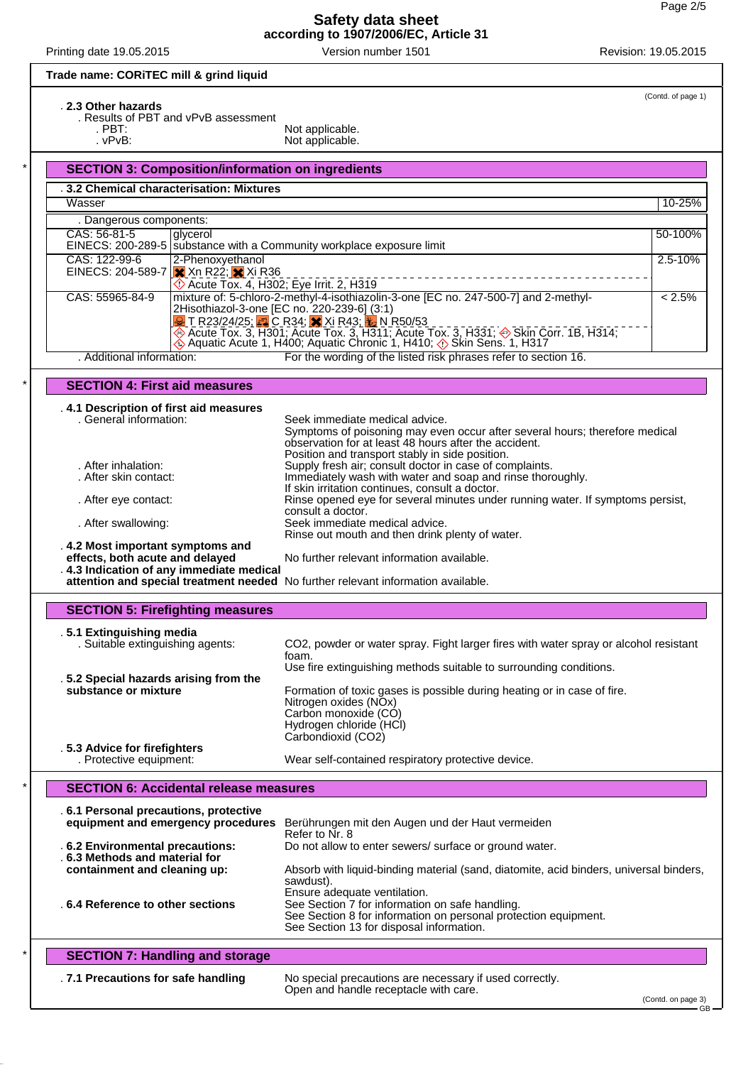**Trade name: CORiTEC mill & grind liquid**

(Contd. of page 1)

**2.3 Other hazards**

Results of PBT and vPvB assessment

- PBT: Not applicable.
- vPvB: Not applicable.

## SECTION 3: Composition/information on ingredients

**3.2 Chemical characterisation: Mixtures**

| Wasser | | 10-25% |
|---|---|---|
| **Dangerous components:** | | |
| CAS: 56-81-5<br>EINECS: 200-289-5 | glycerol<br>substance with a Community workplace exposure limit | 50-100% |
| CAS: 122-99-6<br>EINECS: 204-589-7 | 2-Phenoxyethanol<br>Xn R22; Xi R36<br>Acute Tox. 4, H302; Eye Irrit. 2, H319 | 2.5-10% |
| CAS: 55965-84-9 | mixture of: 5-chloro-2-methyl-4-isothiazolin-3-one [EC no. 247-500-7] and 2-methyl-2Hisothiazol-3-one [EC no. 220-239-6] (3:1)<br>T R23/24/25; C R34; Xi R43; N R50/53<br>Acute Tox. 3, H301; Acute Tox. 3, H311; Acute Tox. 3, H331; Skin Corr. 1B, H314; Aquatic Acute 1, H400; Aquatic Chronic 1, H410; Skin Sens. 1, H317 | < 2.5% |

Additional information: For the wording of the listed risk phrases refer to section 16.

## SECTION 4: First aid measures

**4.1 Description of first aid measures**

- General information: Seek immediate medical advice. Symptoms of poisoning may even occur after several hours; therefore medical observation for at least 48 hours after the accident. Position and transport stably in side position.
- After inhalation: Supply fresh air; consult doctor in case of complaints.
- After skin contact: Immediately wash with water and soap and rinse thoroughly. If skin irritation continues, consult a doctor.
- After eye contact: Rinse opened eye for several minutes under running water. If symptoms persist, consult a doctor.
- After swallowing: Seek immediate medical advice. Rinse out mouth and then drink plenty of water.

**4.2 Most important symptoms and effects, both acute and delayed** No further relevant information available.

**4.3 Indication of any immediate medical attention and special treatment needed** No further relevant information available.

## SECTION 5: Firefighting measures

**5.1 Extinguishing media**

- Suitable extinguishing agents: $CO_2$, powder or water spray. Fight larger fires with water spray or alcohol resistant foam. Use fire extinguishing methods suitable to surrounding conditions.

**5.2 Special hazards arising from the substance or mixture** Formation of toxic gases is possible during heating or in case of fire.
Nitrogen oxides ($NO_x$)
Carbon monoxide (CO)
Hydrogen chloride (HCl)
Carbondioxid ($CO_2$)

**5.3 Advice for firefighters**

- Protective equipment: Wear self-contained respiratory protective device.

## SECTION 6: Accidental release measures

**6.1 Personal precautions, protective equipment and emergency procedures** Berührungen mit den Augen und der Haut vermeiden
Refer to Nr. 8

**6.2 Environmental precautions:** Do not allow to enter sewers/ surface or ground water.

**6.3 Methods and material for containment and cleaning up:** Absorb with liquid-binding material (sand, diatomite, acid binders, universal binders, sawdust).
Ensure adequate ventilation.

**6.4 Reference to other sections** See Section 7 for information on safe handling.
See Section 8 for information on personal protection equipment.
See Section 13 for disposal information.

## SECTION 7: Handling and storage

**7.1 Precautions for safe handling** No special precautions are necessary if used correctly.
Open and handle receptacle with care.

(Contd. on page 3)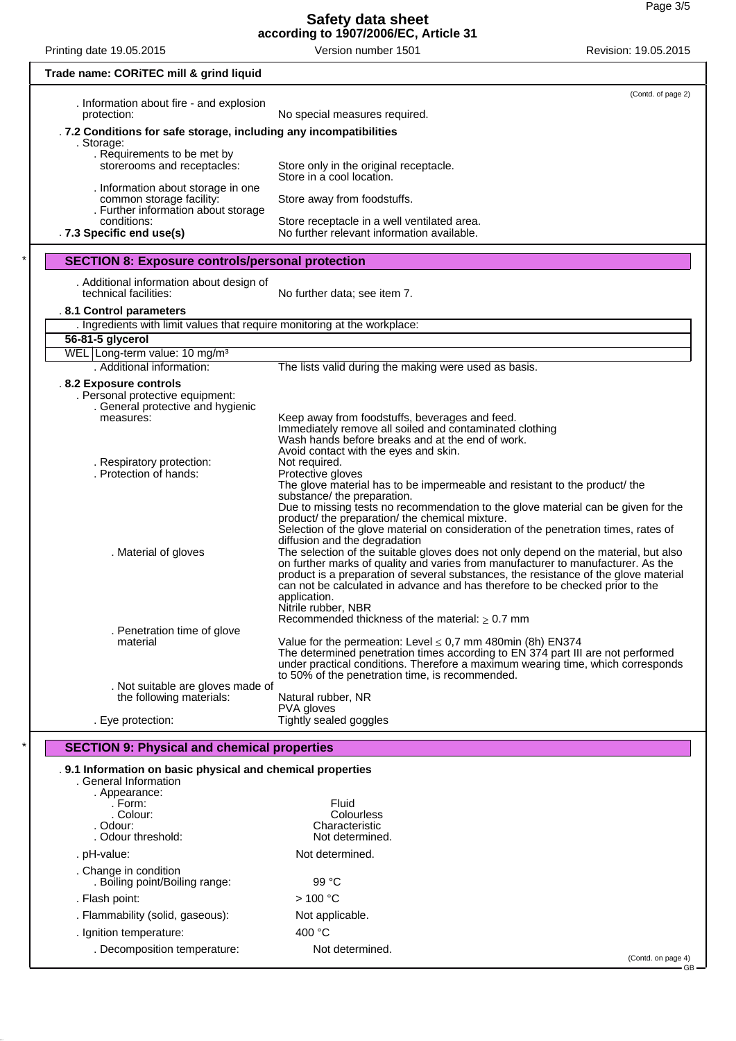**Safety data sheet**
**according to 1907/2006/EC, Article 31**

Printing date 19.05.2015 | Version number 1501 | Revision: 19.05.2015

**Trade name: CORiTEC mill & grind liquid**

(Contd. of page 2)

. Information about fire - and explosion protection: No special measures required.

. **7.2 Conditions for safe storage, including any incompatibilities**

. Storage:

. Requirements to be met by storerooms and receptacles: Store only in the original receptacle. Store in a cool location.

. Information about storage in one common storage facility: Store away from foodstuffs.

. Further information about storage conditions: Store receptacle in a well ventilated area.

. **7.3 Specific end use(s)** No further relevant information available.

## SECTION 8: Exposure controls/personal protection

. Additional information about design of technical facilities: No further data; see item 7.

. **8.1 Control parameters**

| . Ingredients with limit values that require monitoring at the workplace: |
|---|
| **56-81-5 glycerol** |
| WEL \| Long-term value: 10 mg/m³ |

. Additional information: The lists valid during the making were used as basis.

. **8.2 Exposure controls**

. Personal protective equipment:

. General protective and hygienic measures: Keep away from foodstuffs, beverages and feed.
Immediately remove all soiled and contaminated clothing
Wash hands before breaks and at the end of work.
Avoid contact with the eyes and skin.

. Respiratory protection: Not required.

. Protection of hands: Protective gloves
The glove material has to be impermeable and resistant to the product/ the substance/ the preparation.
Due to missing tests no recommendation to the glove material can be given for the product/ the preparation/ the chemical mixture.
Selection of the glove material on consideration of the penetration times, rates of diffusion and the degradation

. Material of gloves: The selection of the suitable gloves does not only depend on the material, but also on further marks of quality and varies from manufacturer to manufacturer. As the product is a preparation of several substances, the resistance of the glove material can not be calculated in advance and has therefore to be checked prior to the application.
Nitrile rubber, NBR
Recommended thickness of the material: $\geq$ 0.7 mm

. Penetration time of glove material: Value for the permeation: Level $\leq$ 0,7 mm 480min (8h) EN374
The determined penetration times according to EN 374 part III are not performed under practical conditions. Therefore a maximum wearing time, which corresponds to 50% of the penetration time, is recommended.

. Not suitable are gloves made of the following materials: Natural rubber, NR
PVA gloves

. Eye protection: Tightly sealed goggles

## SECTION 9: Physical and chemical properties

. **9.1 Information on basic physical and chemical properties**

. General Information

. Appearance:

. Form: Fluid

. Colour: Colourless

. Odour: Characteristic

. Odour threshold: Not determined.

. pH-value: Not determined.

. Change in condition

. Boiling point/Boiling range: 99 °C

. Flash point: > 100 °C

. Flammability (solid, gaseous): Not applicable.

. Ignition temperature: 400 °C

. Decomposition temperature: Not determined.

(Contd. on page 4)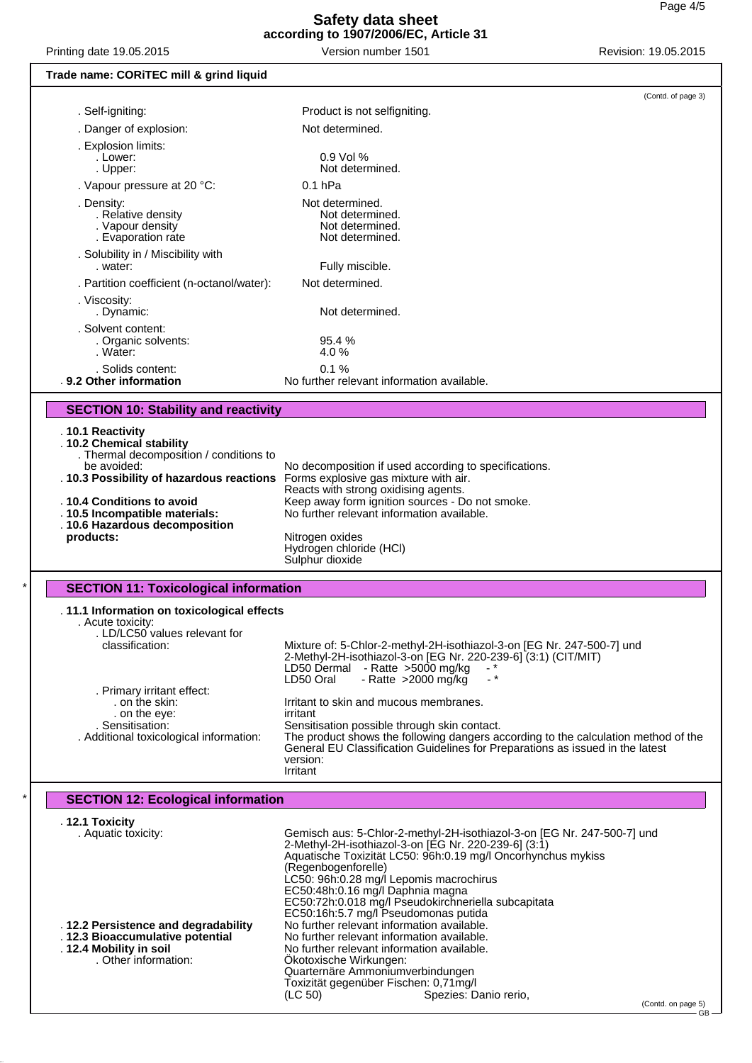Trade name: CORiTEC mill & grind liquid

(Contd. of page 3)

- . Self-igniting: Product is not selfigniting.
- . Danger of explosion: Not determined.
- . Explosion limits:
  - . Lower: 0.9 Vol %
  - . Upper: Not determined.
- . Vapour pressure at 20 °C: 0.1 hPa
- . Density: Not determined.
  - . Relative density Not determined.
  - . Vapour density Not determined.
  - . Evaporation rate Not determined.
- . Solubility in / Miscibility with
  - . water: Fully miscible.
- . Partition coefficient (n-octanol/water): Not determined.
- . Viscosity:
  - . Dynamic: Not determined.
- . Solvent content:
  - . Organic solvents: 95.4 %
  - . Water: 4.0 %
  - . Solids content: 0.1 %
- **. 9.2 Other information** No further relevant information available.

## SECTION 10: Stability and reactivity

- **. 10.1 Reactivity**
- **. 10.2 Chemical stability**
  - . Thermal decomposition / conditions to be avoided: No decomposition if used according to specifications.
- **. 10.3 Possibility of hazardous reactions** Forms explosive gas mixture with air. Reacts with strong oxidising agents.
- **. 10.4 Conditions to avoid** Keep away form ignition sources - Do not smoke.
- **. 10.5 Incompatible materials:** No further relevant information available.
- **. 10.6 Hazardous decomposition products:** Nitrogen oxides
  Hydrogen chloride (HCl)
  Sulphur dioxide

## SECTION 11: Toxicological information

- **. 11.1 Information on toxicological effects**
  - . Acute toxicity:
    - . LD/LC50 values relevant for classification: Mixture of: 5-Chlor-2-methyl-2H-isothiazol-3-on [EG Nr. 247-500-7] und 2-Methyl-2H-isothiazol-3-on [EG Nr. 220-239-6] (3:1) (CIT/MIT)
      LD50 Dermal - Ratte >5000 mg/kg - *
      LD50 Oral - Ratte >2000 mg/kg - *
  - . Primary irritant effect:
    - . on the skin: Irritant to skin and mucous membranes.
    - . on the eye: irritant
  - . Sensitisation: Sensitisation possible through skin contact.
  - . Additional toxicological information: The product shows the following dangers according to the calculation method of the General EU Classification Guidelines for Preparations as issued in the latest version:
    Irritant

## SECTION 12: Ecological information

- **. 12.1 Toxicity**
  - . Aquatic toxicity: Gemisch aus: 5-Chlor-2-methyl-2H-isothiazol-3-on [EG Nr. 247-500-7] und 2-Methyl-2H-isothiazol-3-on [EG Nr. 220-239-6] (3:1)
    Aquatische Toxizität LC50: 96h:0.19 mg/l Oncorhynchus mykiss (Regenbogenforelle)
    LC50: 96h:0.28 mg/l Lepomis macrochirus
    EC50:48h:0.16 mg/l Daphnia magna
    EC50:72h:0.018 mg/l Pseudokirchneriella subcapitata
    EC50:16h:5.7 mg/l Pseudomonas putida
- **. 12.2 Persistence and degradability** No further relevant information available.
- **. 12.3 Bioaccumulative potential** No further relevant information available.
- **. 12.4 Mobility in soil** No further relevant information available.
  - . Other information: Ökotoxische Wirkungen:
    Quarternäre Ammoniumverbindungen
    Toxizität gegenüber Fischen: 0,71mg/l
    (LC 50) Spezies: Danio rerio,

(Contd. on page 5)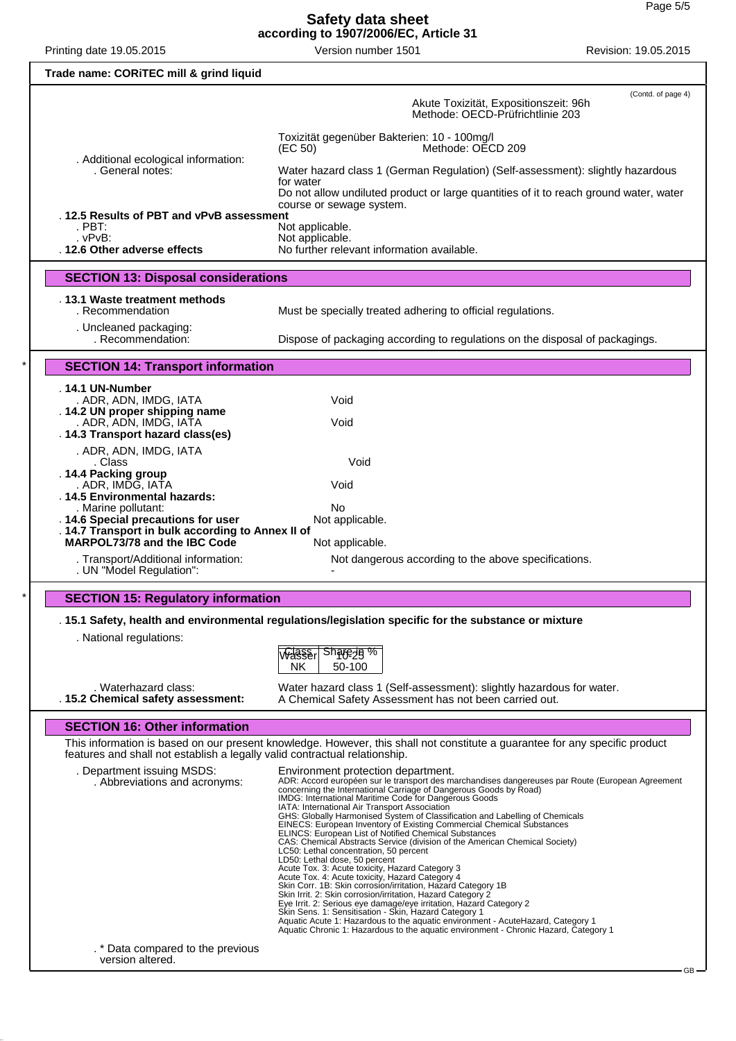**Trade name: CORiTEC mill & grind liquid**

(Contd. of page 4)

Akute Toxizität, Expositionszeit: 96h
Methode: OECD-Prüfrichtlinie 203

Toxizität gegenüber Bakterien: 10 - 100mg/l
(EC 50) Methode: OECD 209

. Additional ecological information:

. General notes: Water hazard class 1 (German Regulation) (Self-assessment): slightly hazardous for water
Do not allow undiluted product or large quantities of it to reach ground water, water course or sewage system.

. **12.5 Results of PBT and vPvB assessment**

. PBT: Not applicable.

. vPvB: Not applicable.

. **12.6 Other adverse effects** No further relevant information available.

## SECTION 13: Disposal considerations

. **13.1 Waste treatment methods**

. Recommendation Must be specially treated adhering to official regulations.

. Uncleaned packaging:

. Recommendation: Dispose of packaging according to regulations on the disposal of packagings.

## * SECTION 14: Transport information

. **14.1 UN-Number**

. ADR, ADN, IMDG, IATA Void

. **14.2 UN proper shipping name**

. ADR, ADN, IMDG, IATA Void

. **14.3 Transport hazard class(es)**

. ADR, ADN, IMDG, IATA

. Class Void

. **14.4 Packing group**

. ADR, IMDG, IATA Void

. **14.5 Environmental hazards:**

. Marine pollutant: No

. **14.6 Special precautions for user** Not applicable.

. **14.7 Transport in bulk according to Annex II of MARPOL73/78 and the IBC Code** Not applicable.

. Transport/Additional information: Not dangerous according to the above specifications.

. UN "Model Regulation": -

## * SECTION 15: Regulatory information

. **15.1 Safety, health and environmental regulations/legislation specific for the substance or mixture**

. National regulations:

| Class | Share in % |
|---|---|
| Wasser | 10-25 |
| NK | 50-100 |

. Waterhazard class: Water hazard class 1 (Self-assessment): slightly hazardous for water.

. **15.2 Chemical safety assessment:** A Chemical Safety Assessment has not been carried out.

## SECTION 16: Other information

This information is based on our present knowledge. However, this shall not constitute a guarantee for any specific product features and shall not establish a legally valid contractual relationship.

. Department issuing MSDS: Environment protection department.

. Abbreviations and acronyms:
ADR: Accord européen sur le transport des marchandises dangereuses par Route (European Agreement concerning the International Carriage of Dangerous Goods by Road)
IMDG: International Maritime Code for Dangerous Goods
IATA: International Air Transport Association
GHS: Globally Harmonised System of Classification and Labelling of Chemicals
EINECS: European Inventory of Existing Commercial Chemical Substances
ELINCS: European List of Notified Chemical Substances
CAS: Chemical Abstracts Service (division of the American Chemical Society)
LC50: Lethal concentration, 50 percent
LD50: Lethal dose, 50 percent
Acute Tox. 3: Acute toxicity, Hazard Category 3
Acute Tox. 4: Acute toxicity, Hazard Category 4
Skin Corr. 1B: Skin corrosion/irritation, Hazard Category 1B
Skin Irrit. 2: Skin corrosion/irritation, Hazard Category 2
Eye Irrit. 2: Serious eye damage/eye irritation, Hazard Category 2
Skin Sens. 1: Sensitisation - Skin, Hazard Category 1
Aquatic Acute 1: Hazardous to the aquatic environment - AcuteHazard, Category 1
Aquatic Chronic 1: Hazardous to the aquatic environment - Chronic Hazard, Category 1

. * Data compared to the previous version altered.